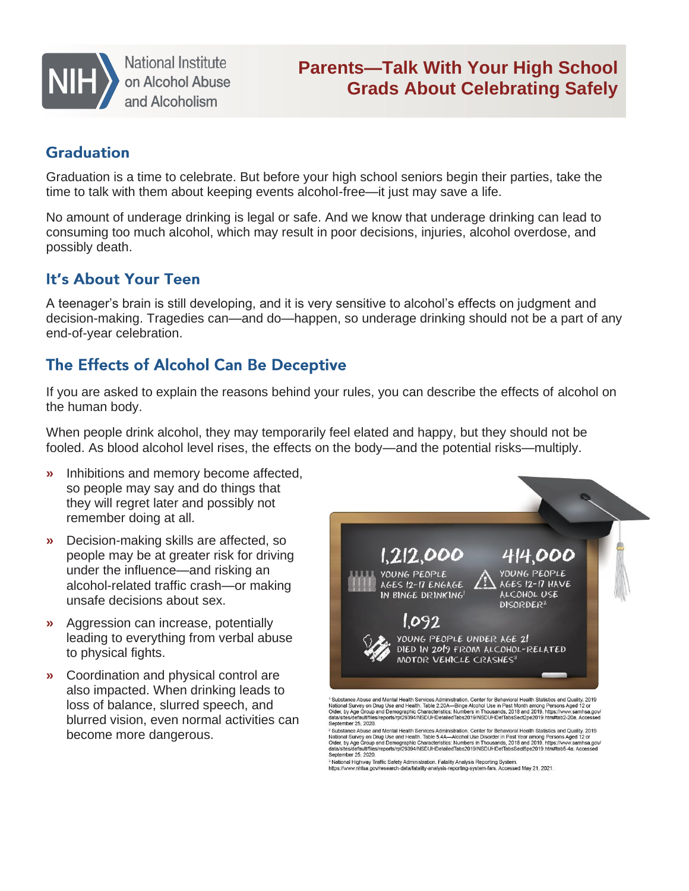National Institute on Alcohol Abuse and Alcoholism

# Parents—Talk With Your High School Grads About Celebrating Safely

## Graduation

Graduation is a time to celebrate. But before your high school seniors begin their parties, take the time to talk with them about keeping events alcohol-free—it just may save a life.

No amount of underage drinking is legal or safe. And we know that underage drinking can lead to consuming too much alcohol, which may result in poor decisions, injuries, alcohol overdose, and possibly death.

## It's About Your Teen

A teenager's brain is still developing, and it is very sensitive to alcohol's effects on judgment and decision-making. Tragedies can—and do—happen, so underage drinking should not be a part of any end-of-year celebration.

## The Effects of Alcohol Can Be Deceptive

If you are asked to explain the reasons behind your rules, you can describe the effects of alcohol on the human body.

When people drink alcohol, they may temporarily feel elated and happy, but they should not be fooled. As blood alcohol level rises, the effects on the body—and the potential risks—multiply.

- Inhibitions and memory become affected, so people may say and do things that they will regret later and possibly not remember doing at all.
- Decision-making skills are affected, so people may be at greater risk for driving under the influence—and risking an alcohol-related traffic crash—or making unsafe decisions about sex.
- Aggression can increase, potentially leading to everything from verbal abuse to physical fights.
- Coordination and physical control are also impacted. When drinking leads to loss of balance, slurred speech, and blurred vision, even normal activities can become more dangerous.

**1,212,000** YOUNG PEOPLE AGES 12-17 ENGAGE IN BINGE DRINKING[1]

**414,000** YOUNG PEOPLE AGES 12-17 HAVE ALCOHOL USE DISORDER[2]

**1,092** YOUNG PEOPLE UNDER AGE 21 DIED IN 2019 FROM ALCOHOL-RELATED MOTOR VEHICLE CRASHES[3]

[1] Substance Abuse and Mental Health Services Administration, Center for Behavioral Health Statistics and Quality. 2019 National Survey on Drug Use and Health. Table 2.20A—Binge Alcohol Use in Past Month among Persons Aged 12 or Older, by Age Group and Demographic Characteristics: Numbers in Thousands, 2018 and 2019. https://www.samhsa.gov/data/sites/default/files/reports/rpt29394/NSDUHDetailedTabs2019/NSDUHDetTabsSect2pe2019.htm#tab2-20a. Accessed September 25, 2020.

[2] Substance Abuse and Mental Health Services Administration, Center for Behavioral Health Statistics and Quality. 2019 National Survey on Drug Use and Health. Table 5.4A—Alcohol Use Disorder in Past Year among Persons Aged 12 or Older, by Age Group and Demographic Characteristics: Numbers in Thousands, 2018 and 2019. https://www.samhsa.gov/data/sites/default/files/reports/rpt29394/NSDUHDetailedTabs2019/NSDUHDetTabsSect5pe2019.htm#tab5-4a. Accessed September 25, 2020.

[3] National Highway Traffic Safety Administration. Fatality Analysis Reporting System. https://www.nhtsa.gov/research-data/fatality-analysis-reporting-system-fars. Accessed May 21, 2021.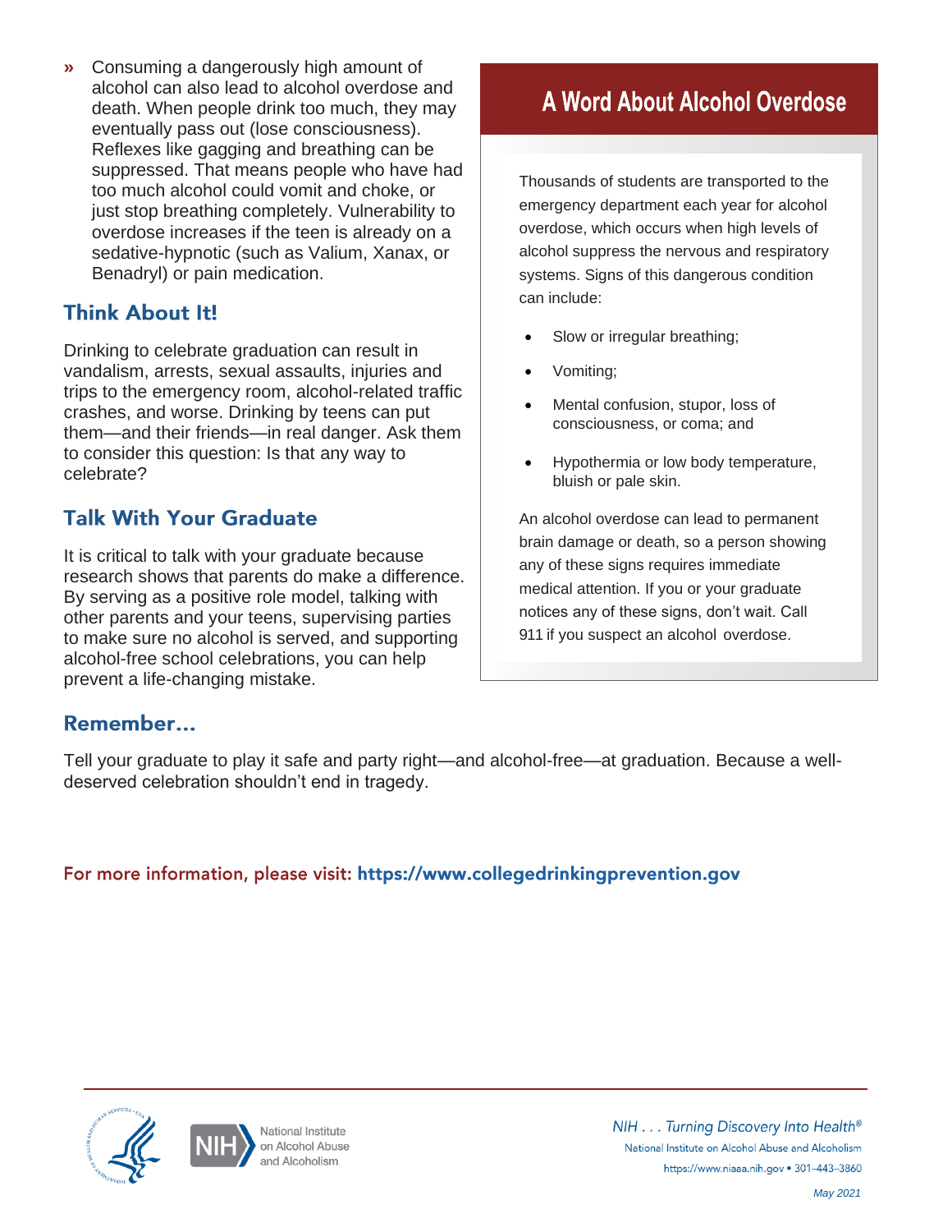- Consuming a dangerously high amount of alcohol can also lead to alcohol overdose and death. When people drink too much, they may eventually pass out (lose consciousness). Reflexes like gagging and breathing can be suppressed. That means people who have had too much alcohol could vomit and choke, or just stop breathing completely. Vulnerability to overdose increases if the teen is already on a sedative-hypnotic (such as Valium, Xanax, or Benadryl) or pain medication.

## Think About It!

Drinking to celebrate graduation can result in vandalism, arrests, sexual assaults, injuries and trips to the emergency room, alcohol-related traffic crashes, and worse. Drinking by teens can put them—and their friends—in real danger. Ask them to consider this question: Is that any way to celebrate?

## Talk With Your Graduate

It is critical to talk with your graduate because research shows that parents do make a difference. By serving as a positive role model, talking with other parents and your teens, supervising parties to make sure no alcohol is served, and supporting alcohol-free school celebrations, you can help prevent a life-changing mistake.

## A Word About Alcohol Overdose

Thousands of students are transported to the emergency department each year for alcohol overdose, which occurs when high levels of alcohol suppress the nervous and respiratory systems. Signs of this dangerous condition can include:

- Slow or irregular breathing;
- Vomiting;
- Mental confusion, stupor, loss of consciousness, or coma; and
- Hypothermia or low body temperature, bluish or pale skin.

An alcohol overdose can lead to permanent brain damage or death, so a person showing any of these signs requires immediate medical attention. If you or your graduate notices any of these signs, don't wait. Call 911 if you suspect an alcohol overdose.

## Remember...

Tell your graduate to play it safe and party right—and alcohol-free—at graduation. Because a well-deserved celebration shouldn't end in tragedy.

For more information, please visit: https://www.collegedrinkingprevention.gov

National Institute on Alcohol Abuse and Alcoholism

*NIH . . . Turning Discovery Into Health®*

National Institute on Alcohol Abuse and Alcoholism
https://www.niaaa.nih.gov • 301–443–3860

*May 2021*